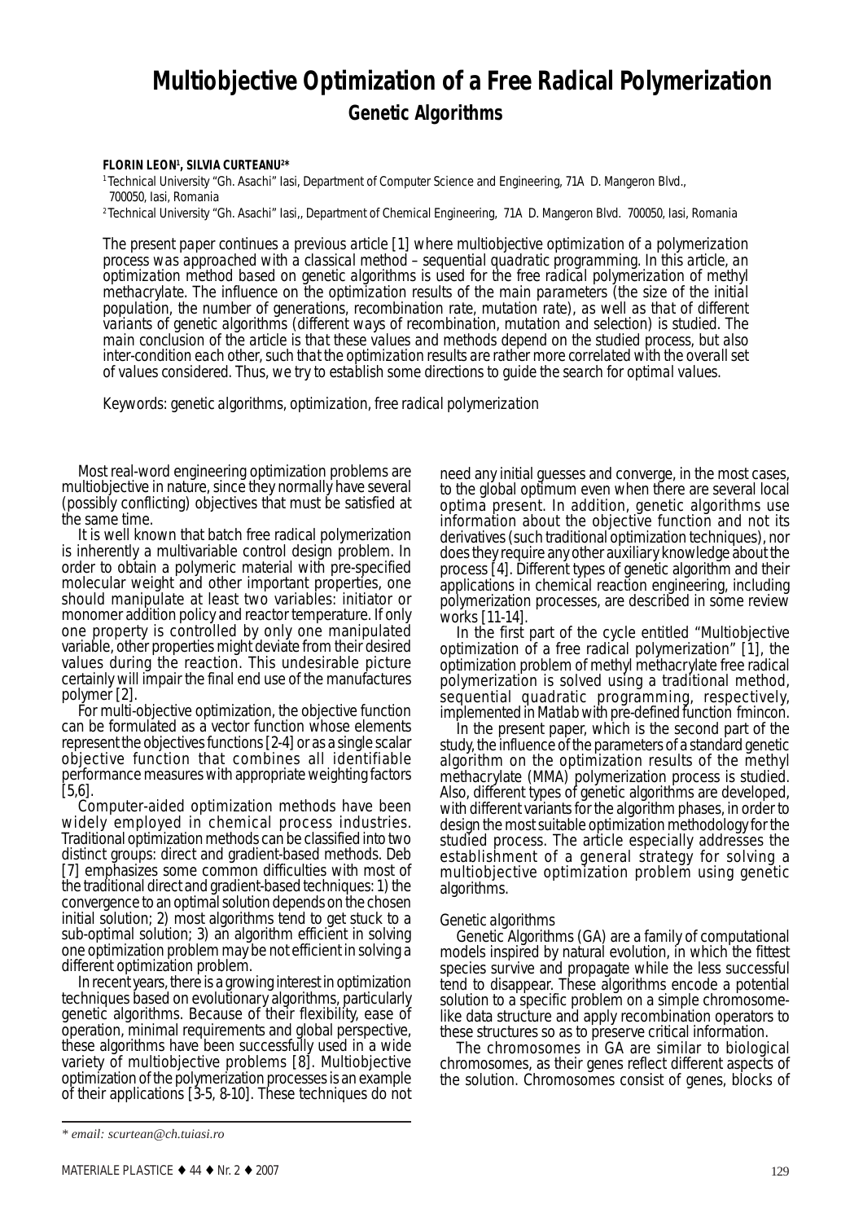# Multiobjective Optimization of a Free Radical Polymerization

## Genetic Algorithms

**FLORIN LEON[1], SILVIA CURTEANU[2]***

[1] Technical University "Gh. Asachi" Iasi, Department of Computer Science and Engineering, 71A D. Mangeron Blvd., 700050, Iasi, Romania

[2] Technical University "Gh. Asachi" Iasi,, Department of Chemical Engineering, 71A D. Mangeron Blvd. 700050, Iasi, Romania

*The present paper continues a previous article [1] where multiobjective optimization of a polymerization process was approached with a classical method – sequential quadratic programming. In this article, an optimization method based on genetic algorithms is used for the free radical polymerization of methyl methacrylate. The influence on the optimization results of the main parameters (the size of the initial population, the number of generations, recombination rate, mutation rate), as well as that of different variants of genetic algorithms (different ways of recombination, mutation and selection) is studied. The main conclusion of the article is that these values and methods depend on the studied process, but also inter-condition each other, such that the optimization results are rather more correlated with the overall set of values considered. Thus, we try to establish some directions to guide the search for optimal values.*

*Keywords: genetic algorithms, optimization, free radical polymerization*

Most real-word engineering optimization problems are multiobjective in nature, since they normally have several (possibly conflicting) objectives that must be satisfied at the same time.

It is well known that batch free radical polymerization is inherently a multivariable control design problem. In order to obtain a polymeric material with pre-specified molecular weight and other important properties, one should manipulate at least two variables: initiator or monomer addition policy and reactor temperature. If only one property is controlled by only one manipulated variable, other properties might deviate from their desired values during the reaction. This undesirable picture certainly will impair the final end use of the manufactures polymer [2].

For multi-objective optimization, the objective function can be formulated as a vector function whose elements represent the objectives functions [2-4] or as a single scalar objective function that combines all identifiable performance measures with appropriate weighting factors [5,6].

Computer-aided optimization methods have been widely employed in chemical process industries. Traditional optimization methods can be classified into two distinct groups: direct and gradient-based methods. Deb [7] emphasizes some common difficulties with most of the traditional direct and gradient-based techniques: 1) the convergence to an optimal solution depends on the chosen initial solution; 2) most algorithms tend to get stuck to a sub-optimal solution; 3) an algorithm efficient in solving one optimization problem may be not efficient in solving a different optimization problem.

In recent years, there is a growing interest in optimization techniques based on evolutionary algorithms, particularly genetic algorithms. Because of their flexibility, ease of operation, minimal requirements and global perspective, these algorithms have been successfully used in a wide variety of multiobjective problems [8]. Multiobjective optimization of the polymerization processes is an example of their applications [3-5, 8-10]. These techniques do not need any initial guesses and converge, in the most cases, to the global optimum even when there are several local optima present. In addition, genetic algorithms use information about the objective function and not its derivatives (such traditional optimization techniques), nor does they require any other auxiliary knowledge about the process [4]. Different types of genetic algorithm and their applications in chemical reaction engineering, including polymerization processes, are described in some review works [11-14].

In the first part of the cycle entitled "Multiobjective optimization of a free radical polymerization" [1], the optimization problem of methyl methacrylate free radical polymerization is solved using a traditional method, sequential quadratic programming, respectively, implemented in Matlab with pre-defined function fmincon.

In the present paper, which is the second part of the study, the influence of the parameters of a standard genetic algorithm on the optimization results of the methyl methacrylate (MMA) polymerization process is studied. Also, different types of genetic algorithms are developed, with different variants for the algorithm phases, in order to design the most suitable optimization methodology for the studied process. The article especially addresses the establishment of a general strategy for solving a multiobjective optimization problem using genetic algorithms.

*Genetic algorithms*

Genetic Algorithms (GA) are a family of computational models inspired by natural evolution, in which the fittest species survive and propagate while the less successful tend to disappear. These algorithms encode a potential solution to a specific problem on a simple chromosome-like data structure and apply recombination operators to these structures so as to preserve critical information.

The chromosomes in GA are similar to biological chromosomes, as their genes reflect different aspects of the solution. Chromosomes consist of genes, blocks of

\* email: scurtean@ch.tuiasi.ro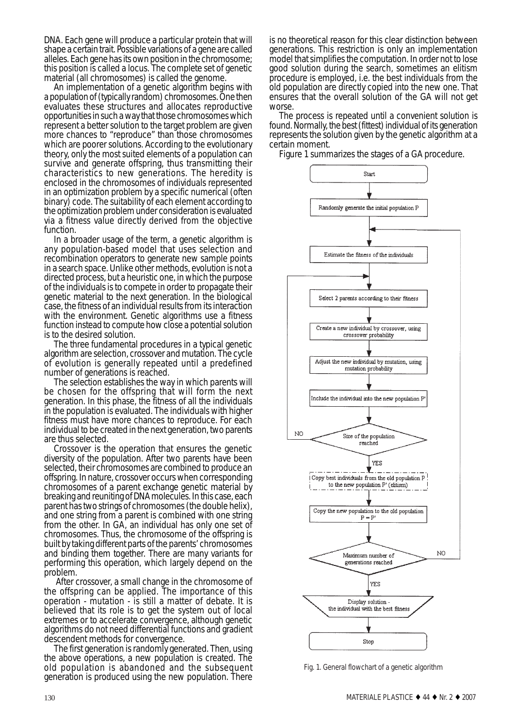DNA. Each gene will produce a particular protein that will shape a certain trait. Possible variations of a gene are called alleles. Each gene has its own position in the chromosome; this position is called a locus. The complete set of genetic material (all chromosomes) is called the genome.

An implementation of a genetic algorithm begins with a population of (typically random) chromosomes. One then evaluates these structures and allocates reproductive opportunities in such a way that those chromosomes which represent a better solution to the target problem are given more chances to "reproduce" than those chromosomes which are poorer solutions. According to the evolutionary theory, only the most suited elements of a population can survive and generate offspring, thus transmitting their characteristics to new generations. The heredity is enclosed in the chromosomes of individuals represented in an optimization problem by a specific numerical (often binary) code. The suitability of each element according to the optimization problem under consideration is evaluated via a fitness value directly derived from the objective function.

In a broader usage of the term, a genetic algorithm is any population-based model that uses selection and recombination operators to generate new sample points in a search space. Unlike other methods, evolution is not a directed process, but a heuristic one, in which the purpose of the individuals is to compete in order to propagate their genetic material to the next generation. In the biological case, the fitness of an individual results from its interaction with the environment. Genetic algorithms use a fitness function instead to compute how close a potential solution is to the desired solution.

The three fundamental procedures in a typical genetic algorithm are selection, crossover and mutation. The cycle of evolution is generally repeated until a predefined number of generations is reached.

The selection establishes the way in which parents will be chosen for the offspring that will form the next generation. In this phase, the fitness of all the individuals in the population is evaluated. The individuals with higher fitness must have more chances to reproduce. For each individual to be created in the next generation, two parents are thus selected.

Crossover is the operation that ensures the genetic diversity of the population. After two parents have been selected, their chromosomes are combined to produce an offspring. In nature, crossover occurs when corresponding chromosomes of a parent exchange genetic material by breaking and reuniting of DNA molecules. In this case, each parent has two strings of chromosomes (the double helix), and one string from a parent is combined with one string from the other. In GA, an individual has only one set of chromosomes. Thus, the chromosome of the offspring is built by taking different parts of the parents' chromosomes and binding them together. There are many variants for performing this operation, which largely depend on the problem.

After crossover, a small change in the chromosome of the offspring can be applied. The importance of this operation - mutation - is still a matter of debate. It is believed that its role is to get the system out of local extremes or to accelerate convergence, although genetic algorithms do not need differential functions and gradient descendent methods for convergence.

The first generation is randomly generated. Then, using the above operations, a new population is created. The old population is abandoned and the subsequent generation is produced using the new population. There is no theoretical reason for this clear distinction between generations. This restriction is only an implementation model that simplifies the computation. In order not to lose good solution during the search, sometimes an elitism procedure is employed, i.e. the best individuals from the old population are directly copied into the new one. That ensures that the overall solution of the GA will not get worse.

The process is repeated until a convenient solution is found. Normally, the best (fittest) individual of its generation represents the solution given by the genetic algorithm at a certain moment.

Figure 1 summarizes the stages of a GA procedure.

Start

Randomly generate the initial population P

Estimate the fitness of the individuals

Select 2 parents according to their fitness

Create a new individual by crossover, using crossover probability

Adjust the new individual by mutation, using mutation probability

Include the individual into the new population P'

Size of the population reached

NO

YES

Copy best individuals from the old population P to the new population P' (elitism)

Copy the new population to the old population P = P'

Maximum number of generations reached

NO

YES

Display solution - the individual with the best fitness

Stop

Fig. 1. General flowchart of a genetic algorithm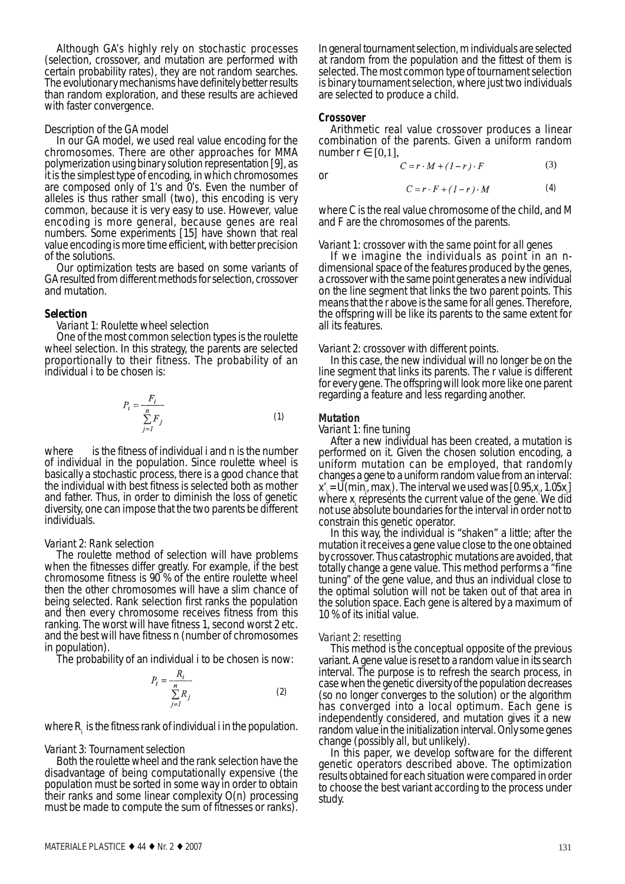Although GA's highly rely on stochastic processes (selection, crossover, and mutation are performed with certain probability rates), they are not random searches. The evolutionary mechanisms have definitely better results than random exploration, and these results are achieved with faster convergence.

*Description of the GA model*

In our GA model, we used real value encoding for the chromosomes. There are other approaches for MMA polymerization using binary solution representation [9], as it is the simplest type of encoding, in which chromosomes are composed only of 1's and 0's. Even the number of alleles is thus rather small (two), this encoding is very common, because it is very easy to use. However, value encoding is more general, because genes are real numbers. Some experiments [15] have shown that real value encoding is more time efficient, with better precision of the solutions.

Our optimization tests are based on some variants of GA resulted from different methods for selection, crossover and mutation.

**Selection**

*Variant 1: Roulette wheel selection*

One of the most common selection types is the roulette wheel selection. In this strategy, the parents are selected proportionally to their fitness. The probability of an individual i to be chosen is:

$$P_i = \frac{F_i}{\sum_{j=1}^{n} F_j} \tag{1}$$

where is the fitness of individual i and n is the number of individual in the population. Since roulette wheel is basically a stochastic process, there is a good chance that the individual with best fitness is selected both as mother and father. Thus, in order to diminish the loss of genetic diversity, one can impose that the two parents be different individuals.

*Variant 2: Rank selection*

The roulette method of selection will have problems when the fitnesses differ greatly. For example, if the best chromosome fitness is 90 % of the entire roulette wheel then the other chromosomes will have a slim chance of being selected. Rank selection first ranks the population and then every chromosome receives fitness from this ranking. The worst will have fitness 1, second worst 2 etc. and the best will have fitness n (number of chromosomes in population).

The probability of an individual i to be chosen is now:

$$P_i = \frac{R_i}{\sum_{j=1}^{n} R_j} \tag{2}$$

where $R_i$ is the fitness rank of individual i in the population.

*Variant 3: Tournament selection*

Both the roulette wheel and the rank selection have the disadvantage of being computationally expensive (the population must be sorted in some way in order to obtain their ranks and some linear complexity O(n) processing must be made to compute the sum of fitnesses or ranks). In general tournament selection, m individuals are selected at random from the population and the fittest of them is selected. The most common type of tournament selection is binary tournament selection, where just two individuals are selected to produce a child.

**Crossover**

Arithmetic real value crossover produces a linear combination of the parents. Given a uniform random number $r \in [0,1]$,

$$C = r \cdot M + (1 - r) \cdot F \tag{3}$$

or

$$C = r \cdot F + (1 - r) \cdot M \tag{4}$$

where C is the real value chromosome of the child, and M and F are the chromosomes of the parents.

*Variant 1: crossover with the same point for all genes*

If we imagine the individuals as point in an n-dimensional space of the features produced by the genes, a crossover with the same point generates a new individual on the line segment that links the two parent points. This means that the r above is the same for all genes. Therefore, the offspring will be like its parents to the same extent for all its features.

*Variant 2: crossover with different points.*

In this case, the new individual will no longer be on the line segment that links its parents. The r value is different for every gene. The offspring will look more like one parent regarding a feature and less regarding another.

**Mutation**

*Variant 1: fine tuning*

After a new individual has been created, a mutation is performed on it. Given the chosen solution encoding, a uniform mutation can be employed, that randomly changes a gene to a uniform random value from an interval: $x'_i = U(min_i, max_i)$. The interval we used was $[0.95 x_i, 1.05 x_i]$ where $x_i$ represents the current value of the gene. We did not use absolute boundaries for the interval in order not to constrain this genetic operator.

In this way, the individual is "shaken" a little; after the mutation it receives a gene value close to the one obtained by crossover. Thus catastrophic mutations are avoided, that totally change a gene value. This method performs a "fine tuning" of the gene value, and thus an individual close to the optimal solution will not be taken out of that area in the solution space. Each gene is altered by a maximum of 10 % of its initial value.

*Variant 2: resetting*

This method is the conceptual opposite of the previous variant. A gene value is reset to a random value in its search interval. The purpose is to refresh the search process, in case when the genetic diversity of the population decreases (so no longer converges to the solution) or the algorithm has converged into a local optimum. Each gene is independently considered, and mutation gives it a new random value in the initialization interval. Only some genes change (possibly all, but unlikely).

In this paper, we develop software for the different genetic operators described above. The optimization results obtained for each situation were compared in order to choose the best variant according to the process under study.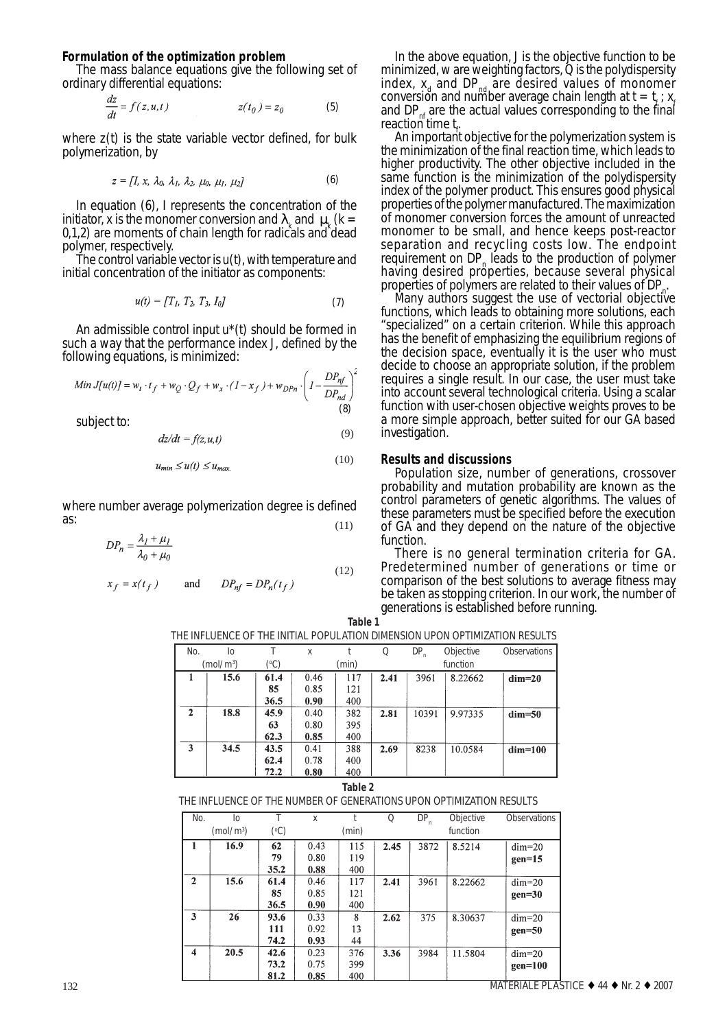**Formulation of the optimization problem**

The mass balance equations give the following set of ordinary differential equations:

$$\frac{dz}{dt} = f(z,u,t) \qquad\qquad z(t_0) = z_0 \qquad (5)$$

where z(t) is the state variable vector defined, for bulk polymerization, by

$$z = [I,\ x,\ \lambda_0,\ \lambda_1,\ \lambda_2,\ \mu_0,\ \mu_1,\ \mu_2] \qquad (6)$$

In equation (6), I represents the concentration of the initiator, x is the monomer conversion and $\lambda_k$ and $\mu_k$ (k = 0,1,2) are moments of chain length for radicals and dead polymer, respectively.

The control variable vector is u(t), with temperature and initial concentration of the initiator as components:

$$u(t) = [T_1,\ T_2,\ T_3,\ I_0] \qquad (7)$$

An admissible control input u*(t) should be formed in such a way that the performance index J, defined by the following equations, is minimized:

$$Min\ J[u(t)] = w_t \cdot t_f + w_Q \cdot Q_f + w_x \cdot (1 - x_f) + w_{DPn} \cdot \left(1 - \frac{DP_{nf}}{DP_{nd}}\right)^2 \qquad (8)$$

subject to:

$$dz/dt = f(z,u,t) \qquad (9)$$

$$u_{min} \le u(t) \le u_{max.} \qquad (10)$$

where number average polymerization degree is defined as:

$$DP_n = \frac{\lambda_1 + \mu_1}{\lambda_0 + \mu_0} \qquad (11)$$

$$x_f = x(t_f) \qquad \text{and} \qquad DP_{nf} = DP_n(t_f) \qquad (12)$$

In the above equation, J is the objective function to be minimized, w are weighting factors, Q is the polydispersity index, $x_d$ and $DP_{nd}$ are desired values of monomer conversion and number average chain length at $t = t_f$; $x_f$ and $DP_{nf}$ are the actual values corresponding to the final reaction time $t_f$.

An important objective for the polymerization system is the minimization of the final reaction time, which leads to higher productivity. The other objective included in the same function is the minimization of the polydispersity index of the polymer product. This ensures good physical properties of the polymer manufactured. The maximization of monomer conversion forces the amount of unreacted monomer to be small, and hence keeps post-reactor separation and recycling costs low. The endpoint requirement on $DP_n$ leads to the production of polymer having desired properties, because several physical properties of polymers are related to their values of $DP_n$.

Many authors suggest the use of vectorial objective functions, which leads to obtaining more solutions, each "specialized" on a certain criterion. While this approach has the benefit of emphasizing the equilibrium regions of the decision space, eventually it is the user who must decide to choose an appropriate solution, if the problem requires a single result. In our case, the user must take into account several technological criteria. Using a scalar function with user-chosen objective weights proves to be a more simple approach, better suited for our GA based investigation.

**Results and discussions**

Population size, number of generations, crossover probability and mutation probability are known as the control parameters of genetic algorithms. The values of these parameters must be specified before the execution of GA and they depend on the nature of the objective function.

There is no general termination criteria for GA. Predetermined number of generations or time or comparison of the best solutions to average fitness may be taken as stopping criterion. In our work, the number of generations is established before running.

**Table 1**
THE INFLUENCE OF THE INITIAL POPULATION DIMENSION UPON OPTIMIZATION RESULTS

| No. | Io (mol/m³) | T (°C) | x | t (min) | Q | $DP_n$ | Objective function | Observations |
|---|---|---|---|---|---|---|---|---|
| **1** | **15.6** | **61.4** | 0.46 | 117 | **2.41** | 3961 | 8.22662 | **dim=20** |
| | | **85** | 0.85 | 121 | | | | |
| | | **36.5** | **0.90** | 400 | | | | |
| **2** | **18.8** | **45.9** | 0.40 | 382 | **2.81** | 10391 | 9.97335 | **dim=50** |
| | | **63** | 0.80 | 395 | | | | |
| | | **62.3** | **0.85** | 400 | | | | |
| **3** | **34.5** | **43.5** | 0.41 | 388 | **2.69** | 8238 | 10.0584 | **dim=100** |
| | | **62.4** | 0.78 | 400 | | | | |
| | | **72.2** | **0.80** | 400 | | | | |

**Table 2**
THE INFLUENCE OF THE NUMBER OF GENERATIONS UPON OPTIMIZATION RESULTS

| No. | Io (mol/m³) | T (°C) | x | t (min) | Q | $DP_n$ | Objective function | Observations |
|---|---|---|---|---|---|---|---|---|
| **1** | **16.9** | **62** | 0.43 | 115 | **2.45** | 3872 | 8.5214 | dim=20 |
| | | **79** | 0.80 | 119 | | | | **gen=15** |
| | | **35.2** | **0.88** | 400 | | | | |
| **2** | **15.6** | **61.4** | 0.46 | 117 | **2.41** | 3961 | 8.22662 | dim=20 |
| | | **85** | 0.85 | 121 | | | | **gen=30** |
| | | **36.5** | **0.90** | 400 | | | | |
| **3** | **26** | **93.6** | 0.33 | 8 | **2.62** | 375 | 8.30637 | dim=20 |
| | | **111** | 0.92 | 13 | | | | **gen=50** |
| | | **74.2** | **0.93** | 44 | | | | |
| **4** | **20.5** | **42.6** | 0.23 | 376 | **3.36** | 3984 | 11.5804 | dim=20 |
| | | **73.2** | 0.75 | 399 | | | | **gen=100** |
| | | **81.2** | **0.85** | 400 | | | | |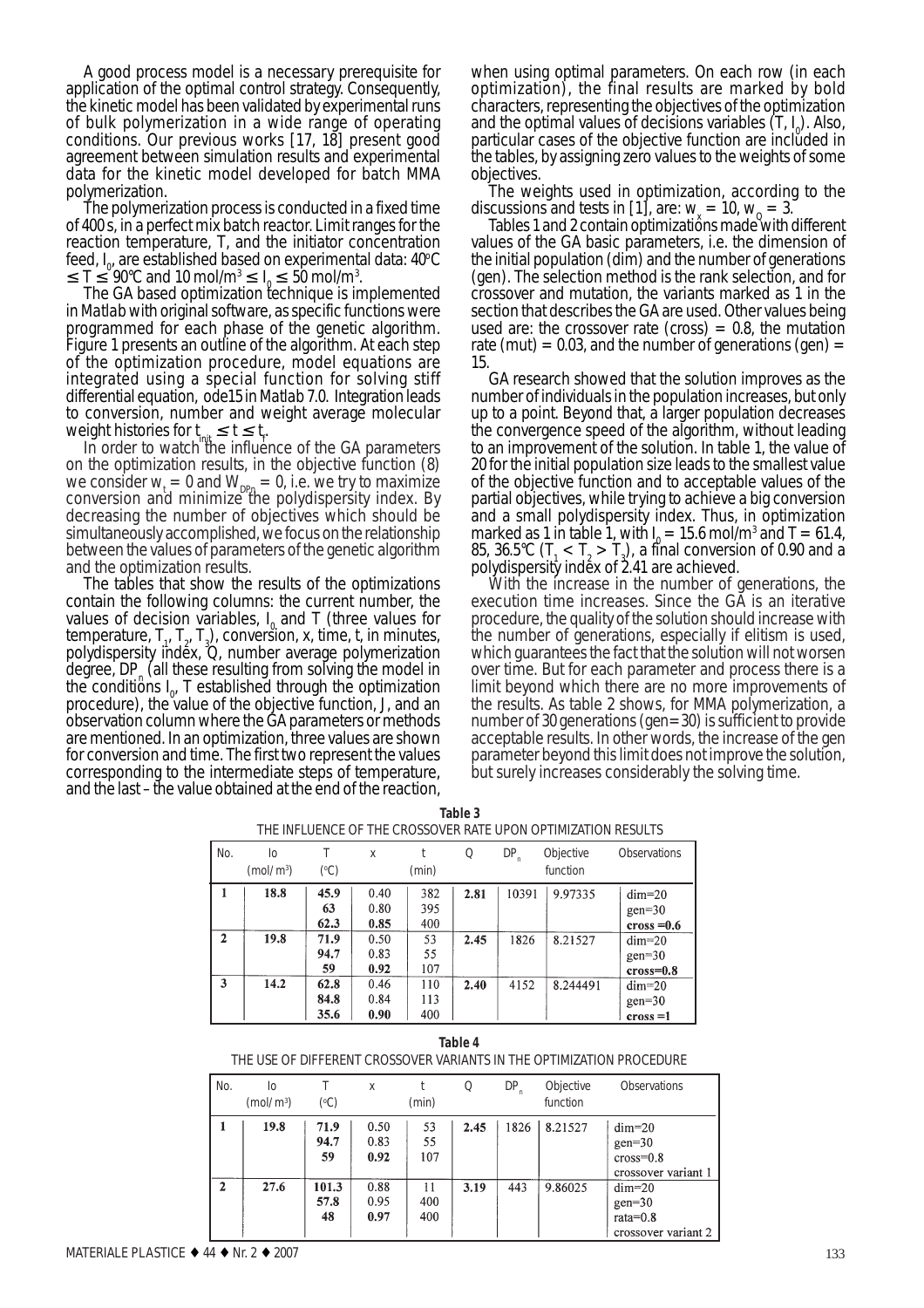A good process model is a necessary prerequisite for application of the optimal control strategy. Consequently, the kinetic model has been validated by experimental runs of bulk polymerization in a wide range of operating conditions. Our previous works [17, 18] present good agreement between simulation results and experimental data for the kinetic model developed for batch MMA polymerization.

The polymerization process is conducted in a fixed time of 400 s, in a perfect mix batch reactor. Limit ranges for the reaction temperature, T, and the initiator concentration feed, $I_0$, are established based on experimental data: 40°C ≤ T ≤ 90°C and 10 mol/m³ ≤ $I_0$ ≤ 50 mol/m³.

The GA based optimization technique is implemented in *Matlab* with original software, as specific functions were programmed for each phase of the genetic algorithm. Figure 1 presents an outline of the algorithm. At each step of the optimization procedure, model equations are integrated using a special function for solving stiff differential equation, *ode15* in Matlab 7.0. Integration leads to conversion, number and weight average molecular weight histories for $t_{init} \le t \le t_f$.

In order to watch the influence of the GA parameters on the optimization results, in the objective function (8) we consider $w_t = 0$ and $W_{DPn} = 0$, i.e. we try to maximize conversion and minimize the polydispersity index. By decreasing the number of objectives which should be simultaneously accomplished, we focus on the relationship between the values of parameters of the genetic algorithm and the optimization results.

The tables that show the results of the optimizations contain the following columns: the current number, the values of decision variables, $I_0$ and T (three values for temperature, $T_1$, $T_2$, $T_3$), conversion, x, time, t, in minutes, polydispersity index, Q, number average polymerization degree, $DP_n$ (all these resulting from solving the model in the conditions $I_0$, T established through the optimization procedure), the value of the objective function, J, and an observation column where the GA parameters or methods are mentioned. In an optimization, three values are shown for conversion and time. The first two represent the values corresponding to the intermediate steps of temperature, and the last – the value obtained at the end of the reaction, when using optimal parameters. On each row (in each optimization), the final results are marked by bold characters, representing the objectives of the optimization and the optimal values of decisions variables (T, $I_0$). Also, particular cases of the objective function are included in the tables, by assigning zero values to the weights of some objectives.

The weights used in optimization, according to the discussions and tests in [1], are: $w_x = 10$, $w_Q = 3$.

Tables 1 and 2 contain optimizations made with different values of the GA basic parameters, i.e. the dimension of the initial population (dim) and the number of generations (gen). The selection method is the rank selection, and for crossover and mutation, the variants marked as 1 in the section that describes the GA are used. Other values being used are: the crossover rate (cross) = 0.8, the mutation rate (mut) = 0.03, and the number of generations (gen) = 15.

GA research showed that the solution improves as the number of individuals in the population increases, but only up to a point. Beyond that, a larger population decreases the convergence speed of the algorithm, without leading to an improvement of the solution. In table 1, the value of 20 for the initial population size leads to the smallest value of the objective function and to acceptable values of the partial objectives, while trying to achieve a big conversion and a small polydispersity index. Thus, in optimization marked as 1 in table 1, with $I_0$ = 15.6 mol/m³ and T = 61.4, 85, 36.5°C ($T_1 < T_2 > T_3$), a final conversion of 0.90 and a polydispersity index of 2.41 are achieved.

With the increase in the number of generations, the execution time increases. Since the GA is an iterative procedure, the quality of the solution should increase with the number of generations, especially if elitism is used, which guarantees the fact that the solution will not worsen over time. But for each parameter and process there is a limit beyond which there are no more improvements of the results. As table 2 shows, for MMA polymerization, a number of 30 generations (gen=30) is sufficient to provide acceptable results. In other words, the increase of the gen parameter beyond this limit does not improve the solution, but surely increases considerably the solving time.

**Table 3**
THE INFLUENCE OF THE CROSSOVER RATE UPON OPTIMIZATION RESULTS

| No. | Io (mol/m³) | T (°C) | x | t (min) | Q | $DP_n$ | Objective function | Observations |
|---|---|---|---|---|---|---|---|---|
| 1 | **18.8** | 45.9<br>63<br>62.3 | 0.40<br>0.80<br>**0.85** | 382<br>395<br>400 | **2.81** | 10391 | 9.97335 | dim=20<br>gen=30<br>**cross =0.6** |
| 2 | **19.8** | 71.9<br>94.7<br>59 | 0.50<br>0.83<br>**0.92** | 53<br>55<br>107 | **2.45** | 1826 | 8.21527 | dim=20<br>gen=30<br>**cross=0.8** |
| 3 | **14.2** | 62.8<br>84.8<br>35.6 | 0.46<br>0.84<br>**0.90** | 110<br>113<br>400 | **2.40** | 4152 | 8.244491 | dim=20<br>gen=30<br>**cross =1** |

**Table 4**
THE USE OF DIFFERENT CROSSOVER VARIANTS IN THE OPTIMIZATION PROCEDURE

| No. | Io (mol/m³) | T (°C) | x | t (min) | Q | $DP_n$ | Objective function | Observations |
|---|---|---|---|---|---|---|---|---|
| 1 | **19.8** | 71.9<br>94.7<br>59 | 0.50<br>0.83<br>**0.92** | 53<br>55<br>107 | **2.45** | 1826 | 8.21527 | dim=20<br>gen=30<br>cross=0.8<br>crossover variant 1 |
| 2 | **27.6** | 101.3<br>57.8<br>48 | 0.88<br>0.95<br>**0.97** | 11<br>400<br>400 | **3.19** | 443 | 9.86025 | dim=20<br>gen=30<br>rata=0.8<br>crossover variant 2 |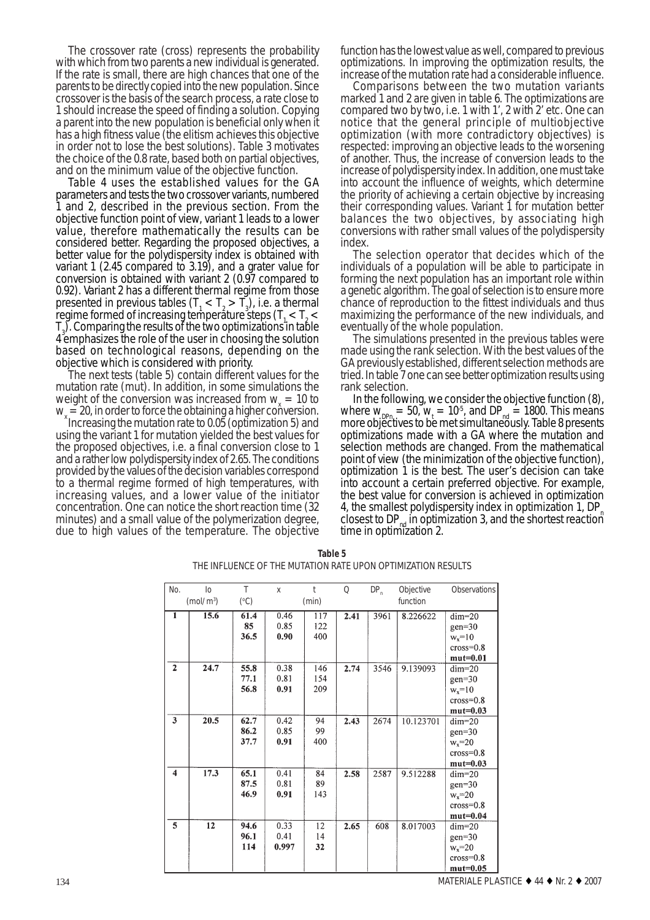The crossover rate (cross) represents the probability with which from two parents a new individual is generated. If the rate is small, there are high chances that one of the parents to be directly copied into the new population. Since crossover is the basis of the search process, a rate close to 1 should increase the speed of finding a solution. Copying a parent into the new population is beneficial only when it has a high fitness value (the elitism achieves this objective in order not to lose the best solutions). Table 3 motivates the choice of the 0.8 rate, based both on partial objectives, and on the minimum value of the objective function.

Table 4 uses the established values for the GA parameters and tests the two crossover variants, numbered 1 and 2, described in the previous section. From the objective function point of view, variant 1 leads to a lower value, therefore mathematically the results can be considered better. Regarding the proposed objectives, a better value for the polydispersity index is obtained with variant 1 (2.45 compared to 3.19), and a grater value for conversion is obtained with variant 2 (0.97 compared to 0.92). Variant 2 has a different thermal regime from those presented in previous tables ($T_1 < T_2 > T_3$), i.e. a thermal regime formed of increasing temperature steps ($T_1 < T_2 < T_3$). Comparing the results of the two optimizations in table 4 emphasizes the role of the user in choosing the solution based on technological reasons, depending on the objective which is considered with priority.

The next tests (table 5) contain different values for the mutation rate (mut). In addition, in some simulations the weight of the conversion was increased from $w_x = 10$ to $w_x = 20$, in order to force the obtaining a higher conversion.

Increasing the mutation rate to 0.05 (optimization 5) and using the variant 1 for mutation yielded the best values for the proposed objectives, i.e. a final conversion close to 1 and a rather low polydispersity index of 2.65. The conditions provided by the values of the decision variables correspond to a thermal regime formed of high temperatures, with increasing values, and a lower value of the initiator concentration. One can notice the short reaction time (32 minutes) and a small value of the polymerization degree, due to high values of the temperature. The objective function has the lowest value as well, compared to previous optimizations. In improving the optimization results, the increase of the mutation rate had a considerable influence.

Comparisons between the two mutation variants marked 1 and 2 are given in table 6. The optimizations are compared two by two, i.e. 1 with 1', 2 with 2' etc. One can notice that the general principle of multiobjective optimization (with more contradictory objectives) is respected: improving an objective leads to the worsening of another. Thus, the increase of conversion leads to the increase of polydispersity index. In addition, one must take into account the influence of weights, which determine the priority of achieving a certain objective by increasing their corresponding values. Variant 1 for mutation better balances the two objectives, by associating high conversions with rather small values of the polydispersity index.

The selection operator that decides which of the individuals of a population will be able to participate in forming the next population has an important role within a genetic algorithm. The goal of selection is to ensure more chance of reproduction to the fittest individuals and thus maximizing the performance of the new individuals, and eventually of the whole population.

The simulations presented in the previous tables were made using the rank selection. With the best values of the GA previously established, different selection methods are tried. In table 7 one can see better optimization results using rank selection.

In the following, we consider the objective function (8), where $w_{DPn} = 50$, $w_t = 10^{-5}$, and $DP_{nd} = 1800$. This means more objectives to be met simultaneously. Table 8 presents optimizations made with a GA where the mutation and selection methods are changed. From the mathematical point of view (the minimization of the objective function), optimization 1 is the best. The user's decision can take into account a certain preferred objective. For example, the best value for conversion is achieved in optimization 4, the smallest polydispersity index in optimization 1, $DP_n$ closest to $DP_{nd}$ in optimization 3, and the shortest reaction time in optimization 2.

**Table 5**
THE INFLUENCE OF THE MUTATION RATE UPON OPTIMIZATION RESULTS

| No. | Io (mol/m³) | T (°C) | x | t (min) | Q | $DP_n$ | Objective function | Observations |
|---|---|---|---|---|---|---|---|---|
| **1** | **15.6** | **61.4**<br>**85**<br>**36.5** | 0.46<br>0.85<br>**0.90** | 117<br>122<br>400 | **2.41** | 3961 | 8.226622 | dim=20<br>gen=30<br>$w_x$=10<br>cross=0.8<br>**mut=0.01** |
| **2** | **24.7** | **55.8**<br>**77.1**<br>**56.8** | 0.38<br>0.81<br>**0.91** | 146<br>154<br>209 | **2.74** | 3546 | 9.139093 | dim=20<br>gen=30<br>$w_x$=10<br>cross=0.8<br>**mut=0.03** |
| **3** | **20.5** | **62.7**<br>**86.2**<br>**37.7** | 0.42<br>0.85<br>**0.91** | 94<br>99<br>400 | **2.43** | 2674 | 10.123701 | dim=20<br>gen=30<br>$w_x$=20<br>cross=0.8<br>**mut=0.03** |
| **4** | **17.3** | **65.1**<br>**87.5**<br>**46.9** | 0.41<br>0.81<br>**0.91** | 84<br>89<br>143 | **2.58** | 2587 | 9.512288 | dim=20<br>gen=30<br>$w_x$=20<br>cross=0.8<br>**mut=0.04** |
| **5** | **12** | **94.6**<br>**96.1**<br>**114** | 0.33<br>0.41<br>**0.997** | 12<br>14<br>**32** | **2.65** | 608 | 8.017003 | dim=20<br>gen=30<br>$w_x$=20<br>cross=0.8<br>**mut=0.05** |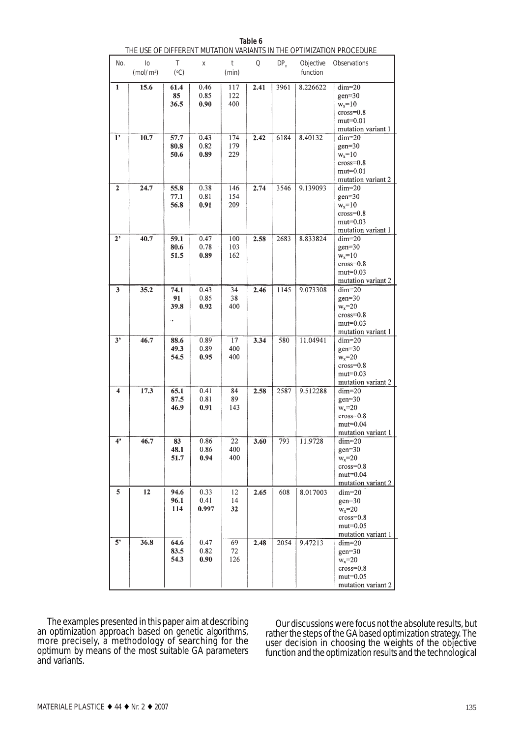**Table 6**
THE USE OF DIFFERENT MUTATION VARIANTS IN THE OPTIMIZATION PROCEDURE

| No. | Io (mol/m³) | T (°C) | x | t (min) | Q | $DP_n$ | Objective function | Observations |
|---|---|---|---|---|---|---|---|---|
| 1 | 15.6 | 61.4<br>85<br>36.5 | 0.46<br>0.85<br>0.90 | 117<br>122<br>400 | 2.41 | 3961 | 8.226622 | dim=20<br>gen=30<br>$w_x$=10<br>cross=0.8<br>mut=0.01<br>mutation variant 1 |
| 1' | 10.7 | 57.7<br>80.8<br>50.6 | 0.43<br>0.82<br>0.89 | 174<br>179<br>229 | 2.42 | 6184 | 8.40132 | dim=20<br>gen=30<br>$w_x$=10<br>cross=0.8<br>mut=0.01<br>mutation variant 2 |
| 2 | 24.7 | 55.8<br>77.1<br>56.8 | 0.38<br>0.81<br>0.91 | 146<br>154<br>209 | 2.74 | 3546 | 9.139093 | dim=20<br>gen=30<br>$w_x$=10<br>cross=0.8<br>mut=0.03<br>mutation variant 1 |
| 2' | 40.7 | 59.1<br>80.6<br>51.5 | 0.47<br>0.78<br>0.89 | 100<br>103<br>162 | 2.58 | 2683 | 8.833824 | dim=20<br>gen=30<br>$w_x$=10<br>cross=0.8<br>mut=0.03<br>mutation variant 2 |
| 3 | 35.2 | 74.1<br>91<br>39.8 | 0.43<br>0.85<br>0.92 | 34<br>38<br>400 | 2.46 | 1145 | 9.073308 | dim=20<br>gen=30<br>$w_x$=20<br>cross=0.8<br>mut=0.03<br>mutation variant 1 |
| 3' | 46.7 | 88.6<br>49.3<br>54.5 | 0.89<br>0.89<br>0.95 | 17<br>400<br>400 | 3.34 | 580 | 11.04941 | dim=20<br>gen=30<br>$w_x$=20<br>cross=0.8<br>mut=0.03<br>mutation variant 2 |
| 4 | 17.3 | 65.1<br>87.5<br>46.9 | 0.41<br>0.81<br>0.91 | 84<br>89<br>143 | 2.58 | 2587 | 9.512288 | dim=20<br>gen=30<br>$w_x$=20<br>cross=0.8<br>mut=0.04<br>mutation variant 1 |
| 4' | 46.7 | 83<br>48.1<br>51.7 | 0.86<br>0.86<br>0.94 | 22<br>400<br>400 | 3.60 | 793 | 11.9728 | dim=20<br>gen=30<br>$w_x$=20<br>cross=0.8<br>mut=0.04<br>mutation variant 2 |
| 5 | 12 | 94.6<br>96.1<br>114 | 0.33<br>0.41<br>0.997 | 12<br>14<br>32 | 2.65 | 608 | 8.017003 | dim=20<br>gen=30<br>$w_x$=20<br>cross=0.8<br>mut=0.05<br>mutation variant 1 |
| 5' | 36.8 | 64.6<br>83.5<br>54.3 | 0.47<br>0.82<br>0.90 | 69<br>72<br>126 | 2.48 | 2054 | 9.47213 | dim=20<br>gen=30<br>$w_x$=20<br>cross=0.8<br>mut=0.05<br>mutation variant 2 |

The examples presented in this paper aim at describing an optimization approach based on genetic algorithms, more precisely, a methodology of searching for the optimum by means of the most suitable GA parameters and variants.

Our discussions were focus not the absolute results, but rather the steps of the GA based optimization strategy. The user decision in choosing the weights of the objective function and the optimization results and the technological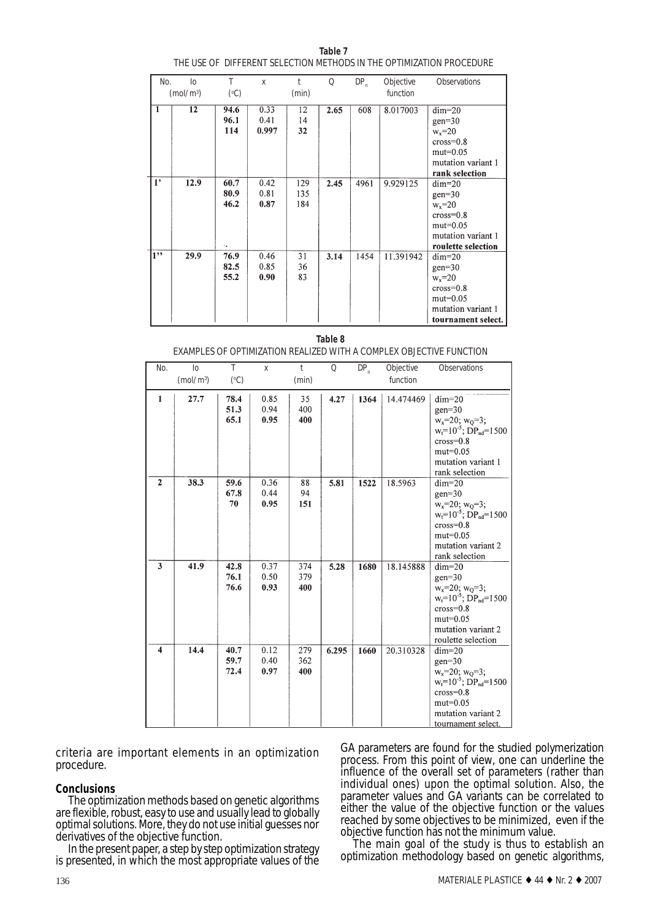**Table 7**
THE USE OF DIFFERENT SELECTION METHODS IN THE OPTIMIZATION PROCEDURE

| No. | Io (mol/m$^3$) | T (°C) | x | t (min) | Q | $DP_n$ | Objective function | Observations |
|---|---|---|---|---|---|---|---|---|
| **1** | **12** | **94.6** | 0.33 | 12 | **2.65** | 608 | 8.017003 | dim=20 |
| | | **96.1** | 0.41 | 14 | | | | gen=30 |
| | | **114** | **0.997** | **32** | | | | $w_x$=20 |
| | | | | | | | | cross=0.8 |
| | | | | | | | | mut=0.05 |
| | | | | | | | | mutation variant 1 |
| | | | | | | | | **rank selection** |
| **1'** | **12.9** | **60.7** | 0.42 | 129 | **2.45** | 4961 | 9.929125 | dim=20 |
| | | **80.9** | 0.81 | 135 | | | | gen=30 |
| | | **46.2** | **0.87** | 184 | | | | $w_x$=20 |
| | | | | | | | | cross=0.8 |
| | | | | | | | | mut=0.05 |
| | | | | | | | | mutation variant 1 |
| | | | | | | | | **roulette selection** |
| **1''** | **29.9** | **76.9** | 0.46 | 31 | **3.14** | 1454 | 11.391942 | dim=20 |
| | | **82.5** | 0.85 | 36 | | | | gen=30 |
| | | **55.2** | **0.90** | 83 | | | | $w_x$=20 |
| | | | | | | | | cross=0.8 |
| | | | | | | | | mut=0.05 |
| | | | | | | | | mutation variant 1 |
| | | | | | | | | **tournament select.** |

**Table 8**
EXAMPLES OF OPTIMIZATION REALIZED WITH A COMPLEX OBJECTIVE FUNCTION

| No. | Io (mol/m$^3$) | T (°C) | x | t (min) | Q | $DP_n$ | Objective function | Observations |
|---|---|---|---|---|---|---|---|---|
| **1** | **27.7** | **78.4** | 0.85 | 35 | **4.27** | **1364** | 14.474469 | dim=20 |
| | | **51.3** | 0.94 | 400 | | | | gen=30 |
| | | **65.1** | **0.95** | **400** | | | | $w_x$=20; $w_Q$=3; |
| | | | | | | | | $w_t$=$10^{-5}$; $DP_{nd}$=1500 |
| | | | | | | | | cross=0.8 |
| | | | | | | | | mut=0.05 |
| | | | | | | | | mutation variant 1 |
| | | | | | | | | rank selection |
| **2** | **38.3** | **59.6** | 0.36 | 88 | **5.81** | **1522** | 18.5963 | dim=20 |
| | | **67.8** | 0.44 | 94 | | | | gen=30 |
| | | **70** | **0.95** | **151** | | | | $w_x$=20; $w_Q$=3; |
| | | | | | | | | $w_t$=$10^{-5}$; $DP_{nd}$=1500 |
| | | | | | | | | cross=0.8 |
| | | | | | | | | mut=0.05 |
| | | | | | | | | mutation variant 2 |
| | | | | | | | | rank selection |
| **3** | **41.9** | **42.8** | 0.37 | 374 | **5.28** | **1680** | 18.145888 | dim=20 |
| | | **76.1** | 0.50 | 379 | | | | gen=30 |
| | | **76.6** | **0.93** | **400** | | | | $w_x$=20; $w_Q$=3; |
| | | | | | | | | $w_t$=$10^{-5}$; $DP_{nd}$=1500 |
| | | | | | | | | cross=0.8 |
| | | | | | | | | mut=0.05 |
| | | | | | | | | mutation variant 2 |
| | | | | | | | | roulette selection |
| **4** | **14.4** | **40.7** | 0.12 | 279 | **6.295** | **1660** | 20.310328 | dim=20 |
| | | **59.7** | 0.40 | 362 | | | | gen=30 |
| | | **72.4** | **0.97** | **400** | | | | $w_x$=20; $w_Q$=3; |
| | | | | | | | | $w_t$=$10^{-5}$; $DP_{nd}$=1500 |
| | | | | | | | | cross=0.8 |
| | | | | | | | | mut=0.05 |
| | | | | | | | | mutation variant 2 |
| | | | | | | | | tournament select. |

criteria are important elements in an optimization procedure.

## Conclusions

The optimization methods based on genetic algorithms are flexible, robust, easy to use and usually lead to globally optimal solutions. More, they do not use initial guesses nor derivatives of the objective function.

In the present paper, a step by step optimization strategy is presented, in which the most appropriate values of the GA parameters are found for the studied polymerization process. From this point of view, one can underline the influence of the overall set of parameters (rather than individual ones) upon the optimal solution. Also, the parameter values and GA variants can be correlated to either the value of the objective function or the values reached by some objectives to be minimized, even if the objective function has not the minimum value.

The main goal of the study is thus to establish an optimization methodology based on genetic algorithms,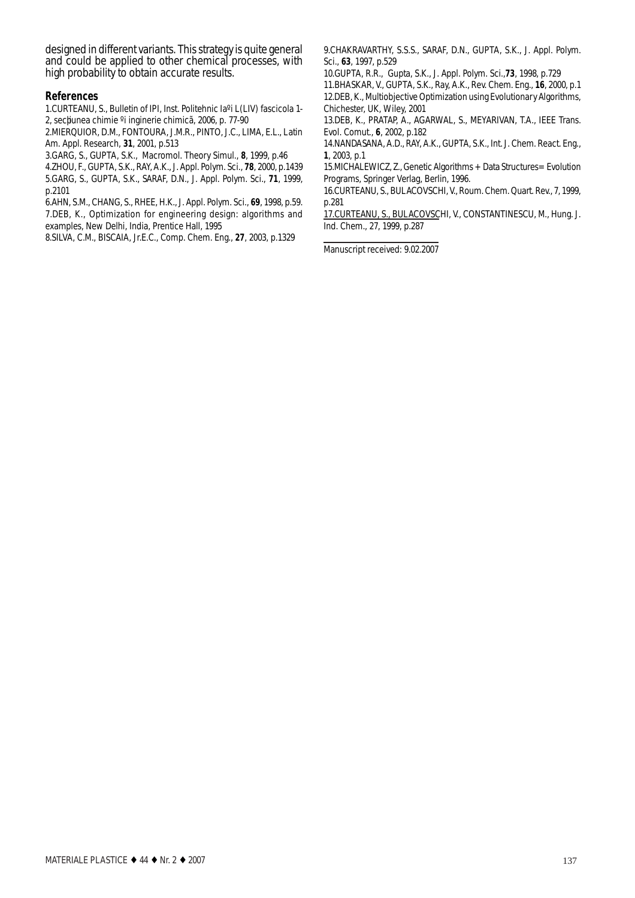designed in different variants. This strategy is quite general and could be applied to other chemical processes, with high probability to obtain accurate results.

## References

1.CURTEANU, S., Bulletin of IPI, Inst. Politehnic Iaºi L(LIV) fascicola 1-2, secþunea chimie ºi inginerie chimicã, 2006, p. 77-90

2.MIERQUIOR, D.M., FONTOURA, J.M.R., PINTO, J.C., LIMA, E.L., Latin Am. Appl. Research, **31**, 2001, p.513

3.GARG, S., GUPTA, S.K., Macromol. Theory Simul., **8**, 1999, p.46

4.ZHOU, F., GUPTA, S.K., RAY, A.K., J. Appl. Polym. Sci., **78**, 2000, p.1439

5.GARG, S., GUPTA, S.K., SARAF, D.N., J. Appl. Polym. Sci., **71**, 1999, p.2101

6.AHN, S.M., CHANG, S., RHEE, H.K., J. Appl. Polym. Sci., **69**, 1998, p.59.

7.DEB, K., Optimization for engineering design: algorithms and examples, New Delhi, India, Prentice Hall, 1995

8.SILVA, C.M., BISCAIA, Jr.E.C., Comp. Chem. Eng., **27**, 2003, p.1329

9.CHAKRAVARTHY, S.S.S., SARAF, D.N., GUPTA, S.K., J. Appl. Polym. Sci., **63**, 1997, p.529

10.GUPTA, R.R., Gupta, S.K., J. Appl. Polym. Sci.,**73**, 1998, p.729

11.BHASKAR, V., GUPTA, S.K., Ray, A.K., Rev. Chem. Eng., **16**, 2000, p.1

12.DEB, K., Multiobjective Optimization using Evolutionary Algorithms, Chichester, UK, Wiley, 2001

13.DEB, K., PRATAP, A., AGARWAL, S., MEYARIVAN, T.A., IEEE Trans. Evol. Comut., **6**, 2002, p.182

14.NANDASANA, A.D., RAY, A.K., GUPTA, S.K., Int. J. Chem. React. Eng., **1**, 2003, p.1

15.MICHALEWICZ, Z., Genetic Algorithms + Data Structures= Evolution Programs, Springer Verlag, Berlin, 1996.

16.CURTEANU, S., BULACOVSCHI, V., Roum. Chem. Quart. Rev., 7, 1999, p.281

17.CURTEANU, S., BULACOVSCHI, V., CONSTANTINESCU, M., Hung. J. Ind. Chem., 27, 1999, p.287

Manuscript received: 9.02.2007